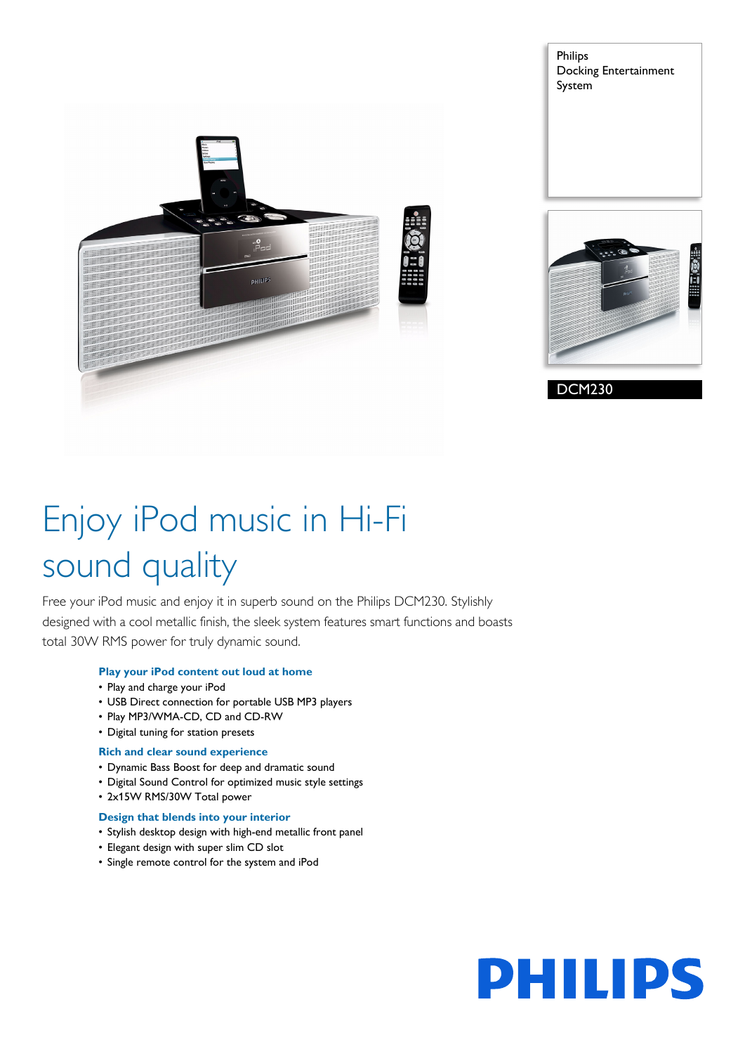Philips
Docking Entertainment System

DCM230

# Enjoy iPod music in Hi-Fi sound quality

Free your iPod music and enjoy it in superb sound on the Philips DCM230. Stylishly designed with a cool metallic finish, the sleek system features smart functions and boasts total 30W RMS power for truly dynamic sound.

### Play your iPod content out loud at home

- Play and charge your iPod
- USB Direct connection for portable USB MP3 players
- Play MP3/WMA-CD, CD and CD-RW
- Digital tuning for station presets

### Rich and clear sound experience

- Dynamic Bass Boost for deep and dramatic sound
- Digital Sound Control for optimized music style settings
- 2x15W RMS/30W Total power

### Design that blends into your interior

- Stylish desktop design with high-end metallic front panel
- Elegant design with super slim CD slot
- Single remote control for the system and iPod

PHILIPS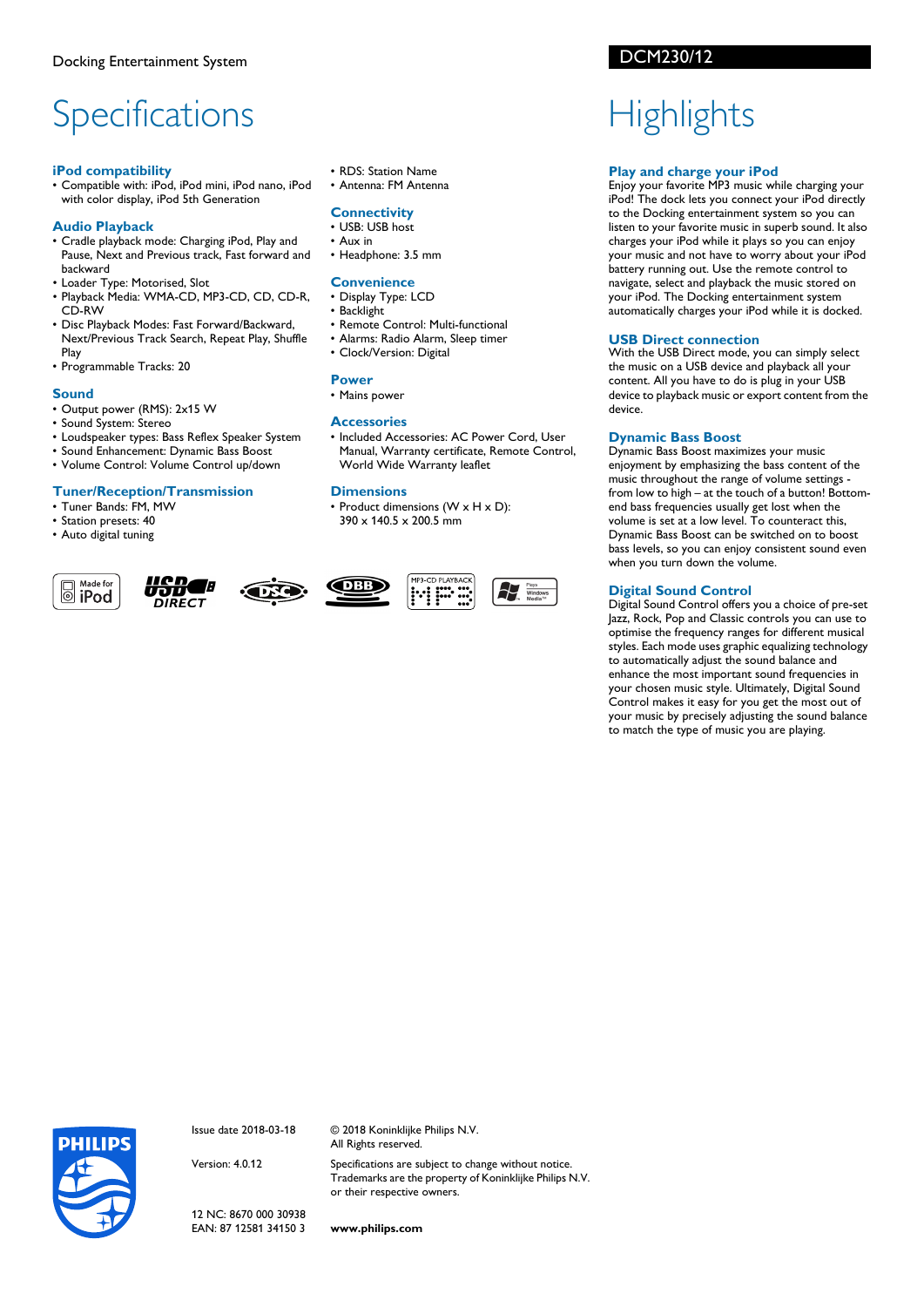Docking Entertainment System

DCM230/12

# Specifications

### iPod compatibility
- Compatible with: iPod, iPod mini, iPod nano, iPod with color display, iPod 5th Generation

### Audio Playback
- Cradle playback mode: Charging iPod, Play and Pause, Next and Previous track, Fast forward and backward
- Loader Type: Motorised, Slot
- Playback Media: WMA-CD, MP3-CD, CD, CD-R, CD-RW
- Disc Playback Modes: Fast Forward/Backward, Next/Previous Track Search, Repeat Play, Shuffle Play
- Programmable Tracks: 20

### Sound
- Output power (RMS): 2x15 W
- Sound System: Stereo
- Loudspeaker types: Bass Reflex Speaker System
- Sound Enhancement: Dynamic Bass Boost
- Volume Control: Volume Control up/down

### Tuner/Reception/Transmission
- Tuner Bands: FM, MW
- Station presets: 40
- Auto digital tuning
- RDS: Station Name
- Antenna: FM Antenna

### Connectivity
- USB: USB host
- Aux in
- Headphone: 3.5 mm

### Convenience
- Display Type: LCD
- Backlight
- Remote Control: Multi-functional
- Alarms: Radio Alarm, Sleep timer
- Clock/Version: Digital

### Power
- Mains power

### Accessories
- Included Accessories: AC Power Cord, User Manual, Warranty certificate, Remote Control, World Wide Warranty leaflet

### Dimensions
- Product dimensions (W x H x D): 390 x 140.5 x 200.5 mm

# Highlights

### Play and charge your iPod
Enjoy your favorite MP3 music while charging your iPod! The dock lets you connect your iPod directly to the Docking entertainment system so you can listen to your favorite music in superb sound. It also charges your iPod while it plays so you can enjoy your music and not have to worry about your iPod battery running out. Use the remote control to navigate, select and playback the music stored on your iPod. The Docking entertainment system automatically charges your iPod while it is docked.

### USB Direct connection
With the USB Direct mode, you can simply select the music on a USB device and playback all your content. All you have to do is plug in your USB device to playback music or export content from the device.

### Dynamic Bass Boost
Dynamic Bass Boost maximizes your music enjoyment by emphasizing the bass content of the music throughout the range of volume settings - from low to high – at the touch of a button! Bottom-end bass frequencies usually get lost when the volume is set at a low level. To counteract this, Dynamic Bass Boost can be switched on to boost bass levels, so you can enjoy consistent sound even when you turn down the volume.

### Digital Sound Control
Digital Sound Control offers you a choice of pre-set Jazz, Rock, Pop and Classic controls you can use to optimise the frequency ranges for different musical styles. Each mode uses graphic equalizing technology to automatically adjust the sound balance and enhance the most important sound frequencies in your chosen music style. Ultimately, Digital Sound Control makes it easy for you get the most out of your music by precisely adjusting the sound balance to match the type of music you are playing.

Issue date 2018-03-18

Version: 4.0.12

12 NC: 8670 000 30938
EAN: 87 12581 34150 3

© 2018 Koninklijke Philips N.V.
All Rights reserved.

Specifications are subject to change without notice. Trademarks are the property of Koninklijke Philips N.V. or their respective owners.

www.philips.com